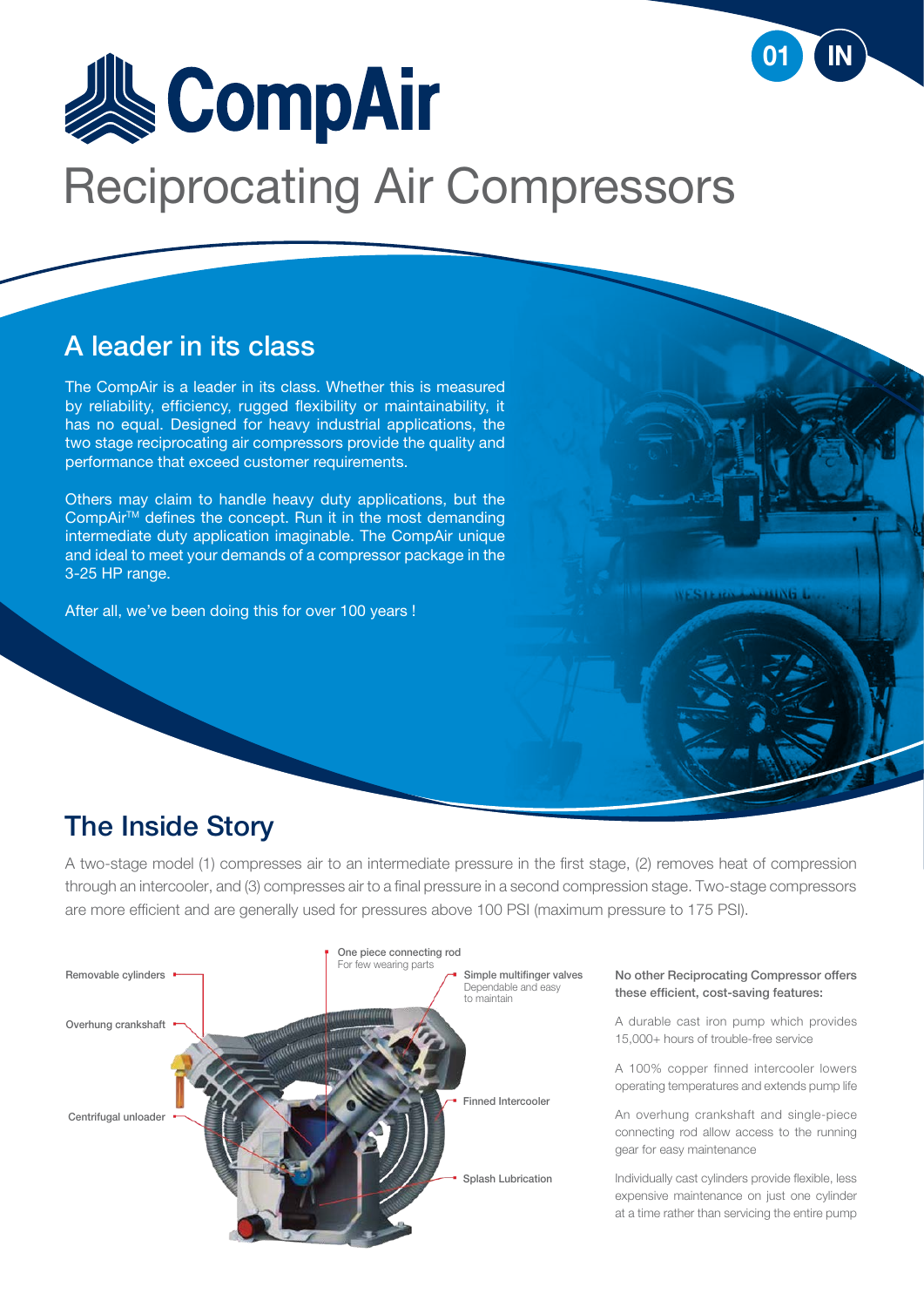# CompAir

# Reciprocating Air Compressors

## A leader in its class

The CompAir is a leader in its class. Whether this is measured by reliability, efficiency, rugged flexibility or maintainability, it has no equal. Designed for heavy industrial applications, the two stage reciprocating air compressors provide the quality and performance that exceed customer requirements.

Others may claim to handle heavy duty applications, but the CompAir™ defines the concept. Run it in the most demanding intermediate duty application imaginable. The CompAir unique and ideal to meet your demands of a compressor package in the 3-25 HP range.

After all, we've been doing this for over 100 years !

## The Inside Story

A two-stage model (1) compresses air to an intermediate pressure in the first stage, (2) removes heat of compression through an intercooler, and (3) compresses air to a final pressure in a second compression stage. Two-stage compressors are more efficient and are generally used for pressures above 100 PSI (maximum pressure to 175 PSI).

- Removable cylinders
- Overhung crankshaft
- Centrifugal unloader
- One piece connecting rod – For few wearing parts
- Simple multifinger valves – Dependable and easy to maintain
- Finned Intercooler
- Splash Lubrication

**No other Reciprocating Compressor offers these efficient, cost-saving features:**

A durable cast iron pump which provides 15,000+ hours of trouble-free service

A 100% copper finned intercooler lowers operating temperatures and extends pump life

An overhung crankshaft and single-piece connecting rod allow access to the running gear for easy maintenance

Individually cast cylinders provide flexible, less expensive maintenance on just one cylinder at a time rather than servicing the entire pump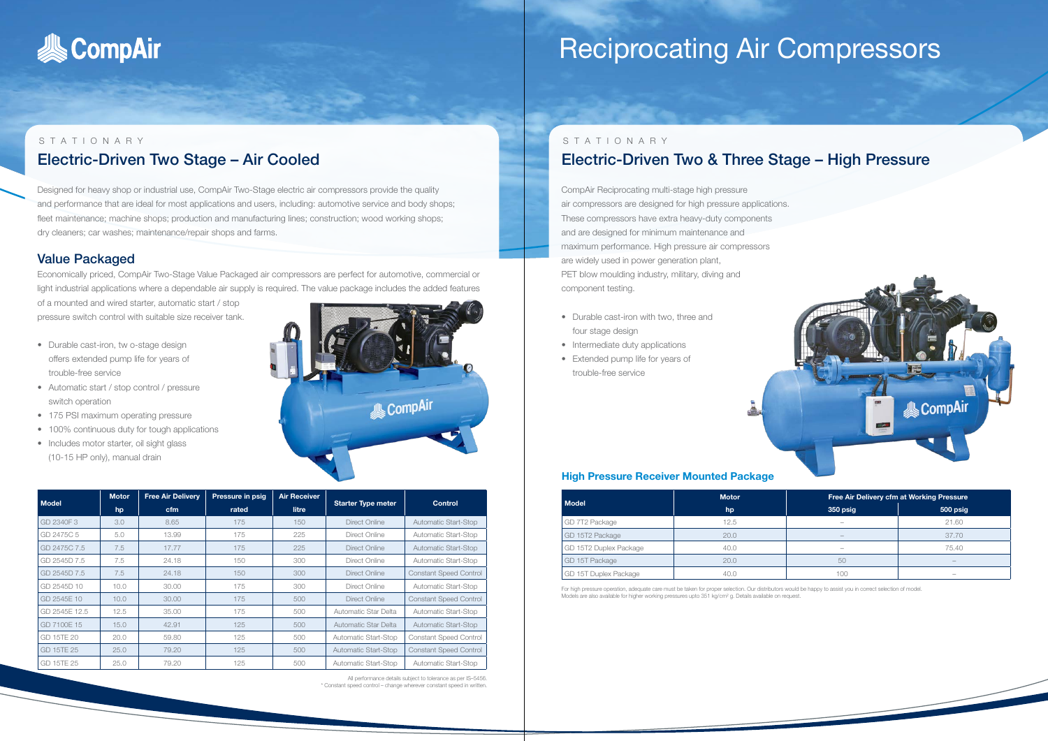# CompAir

# Reciprocating Air Compressors

STATIONARY

## Electric-Driven Two Stage – Air Cooled

Designed for heavy shop or industrial use, CompAir Two-Stage electric air compressors provide the quality and performance that are ideal for most applications and users, including: automotive service and body shops; fleet maintenance; machine shops; production and manufacturing lines; construction; wood working shops; dry cleaners; car washes; maintenance/repair shops and farms.

### Value Packaged

Economically priced, CompAir Two-Stage Value Packaged air compressors are perfect for automotive, commercial or light industrial applications where a dependable air supply is required. The value package includes the added features of a mounted and wired starter, automatic start / stop pressure switch control with suitable size receiver tank.

- Durable cast-iron, tw o-stage design offers extended pump life for years of trouble-free service
- Automatic start / stop control / pressure switch operation
- 175 PSI maximum operating pressure
- 100% continuous duty for tough applications
- Includes motor starter, oil sight glass (10-15 HP only), manual drain

| Model | Motor hp | Free Air Delivery cfm | Pressure in psig rated | Air Receiver litre | Starter Type meter | Control |
|---|---|---|---|---|---|---|
| GD 2340F 3 | 3.0 | 8.65 | 175 | 150 | Direct Online | Automatic Start-Stop |
| GD 2475C 5 | 5.0 | 13.99 | 175 | 225 | Direct Online | Automatic Start-Stop |
| GD 2475C 7.5 | 7.5 | 17.77 | 175 | 225 | Direct Online | Automatic Start-Stop |
| GD 2545D 7.5 | 7.5 | 24.18 | 150 | 300 | Direct Online | Automatic Start-Stop |
| GD 2545D 7.5 | 7.5 | 24.18 | 150 | 300 | Direct Online | Constant Speed Control |
| GD 2545D 10 | 10.0 | 30.00 | 175 | 300 | Direct Online | Automatic Start-Stop |
| GD 2545E 10 | 10.0 | 30.00 | 175 | 500 | Direct Online | Constant Speed Control |
| GD 2545E 12.5 | 12.5 | 35.00 | 175 | 500 | Automatic Star Delta | Automatic Start-Stop |
| GD 7100E 15 | 15.0 | 42.91 | 125 | 500 | Automatic Star Delta | Automatic Start-Stop |
| GD 15TE 20 | 20.0 | 59.80 | 125 | 500 | Automatic Start-Stop | Constant Speed Control |
| GD 15TE 25 | 25.0 | 79.20 | 125 | 500 | Automatic Start-Stop | Constant Speed Control |
| GD 15TE 25 | 25.0 | 79.20 | 125 | 500 | Automatic Start-Stop | Automatic Start-Stop |

All performance details subject to tolerance as per IS-5456.
\* Constant speed control – change wherever constant speed in written.

STATIONARY

## Electric-Driven Two & Three Stage – High Pressure

CompAir Reciprocating multi-stage high pressure air compressors are designed for high pressure applications. These compressors have extra heavy-duty components and are designed for minimum maintenance and maximum performance. High pressure air compressors are widely used in power generation plant, PET blow moulding industry, military, diving and component testing.

- Durable cast-iron with two, three and four stage design
- Intermediate duty applications
- Extended pump life for years of trouble-free service

### High Pressure Receiver Mounted Package

| Model | Motor hp | Free Air Delivery cfm at Working Pressure 350 psig | 500 psig |
|---|---|---|---|
| GD 7T2 Package | 12.5 | – | 21.60 |
| GD 15T2 Package | 20.0 | – | 37.70 |
| GD 15T2 Duplex Package | 40.0 | – | 75.40 |
| GD 15T Package | 20.0 | 50 | – |
| GD 15T Duplex Package | 40.0 | 100 | – |

For high pressure operation, adequate care must be taken for proper selection. Our distributors would be happy to assist you in correct selection of model.
Models are also available for higher working pressures upto 351 kg/cm² g. Details available on request.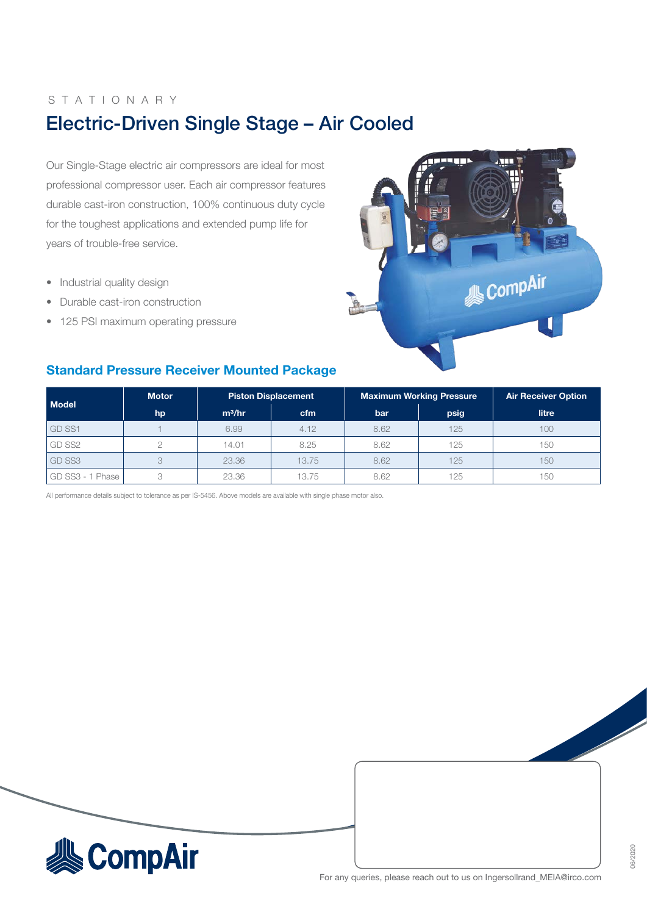STATIONARY

# Electric-Driven Single Stage – Air Cooled

Our Single-Stage electric air compressors are ideal for most professional compressor user. Each air compressor features durable cast-iron construction, 100% continuous duty cycle for the toughest applications and extended pump life for years of trouble-free service.

- Industrial quality design
- Durable cast-iron construction
- 125 PSI maximum operating pressure

## Standard Pressure Receiver Mounted Package

| Model | Motor | Piston Displacement | | Maximum Working Pressure | | Air Receiver Option |
|---|---|---|---|---|---|---|
| | hp | $m^3/hr$ | cfm | bar | psig | litre |
| GD SS1 | 1 | 6.99 | 4.12 | 8.62 | 125 | 100 |
| GD SS2 | 2 | 14.01 | 8.25 | 8.62 | 125 | 150 |
| GD SS3 | 3 | 23.36 | 13.75 | 8.62 | 125 | 150 |
| GD SS3 - 1 Phase | 3 | 23.36 | 13.75 | 8.62 | 125 | 150 |

All performance details subject to tolerance as per IS-5456. Above models are available with single phase motor also.

CompAir

For any queries, please reach out to us on Ingersollrand_MEIA@irco.com

06/2020